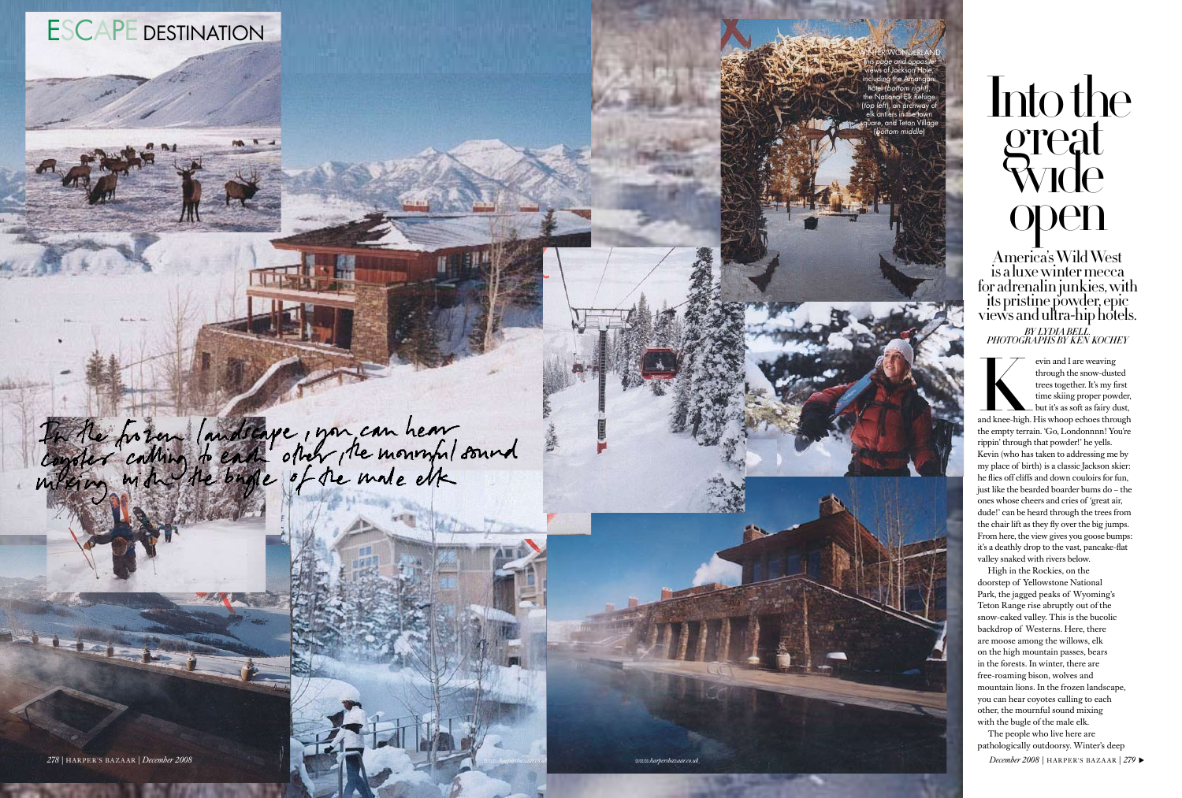ESCAPE DESTINATION

# Into the great wide open

America's Wild West is a luxe winter mecca for adrenalin junkies, with its pristine powder, epic views and ultra-hip hotels.

*BY LYDIA BELL. PHOTOGRAPHS BY KEN KOCHEY*

WINTER WONDERLAND *This page and opposite: views of Jackson Hole, including the Amangani hotel (bottom right), the National Elk Refuge (top left), an archway of elk antlers in the town square, and Teton Village (bottom middle)*

In the frozen landscape, you can hear coyotes calling to each other, the mournful sound mixing with the bugle of the male elk

Kevin and I are weaving through the snow-dusted trees together. It's my first time skiing proper powder, but it's as soft as fairy dust, and knee-high. His whoop echoes through the empty terrain. 'Go, Londonnnn! You're rippin' through that powder!' he yells. Kevin (who has taken to addressing me by my place of birth) is a classic Jackson skier: he flies off cliffs and down couloirs for fun, just like the bearded boarder bums do – the ones whose cheers and cries of 'great air, dude!' can be heard through the trees from the chair lift as they fly over the big jumps. From here, the view gives you goose bumps: it's a deathly drop to the vast, pancake-flat valley snaked with rivers below.

High in the Rockies, on the doorstep of Yellowstone National Park, the jagged peaks of Wyoming's Teton Range rise abruptly out of the snow-caked valley. This is the bucolic backdrop of Westerns. Here, there are moose among the willows, elk on the high mountain passes, bears in the forests. In winter, there are free-roaming bison, wolves and mountain lions. In the frozen landscape, you can hear coyotes calling to each other, the mournful sound mixing with the bugle of the male elk.

The people who live here are pathologically outdoorsy. Winter's deep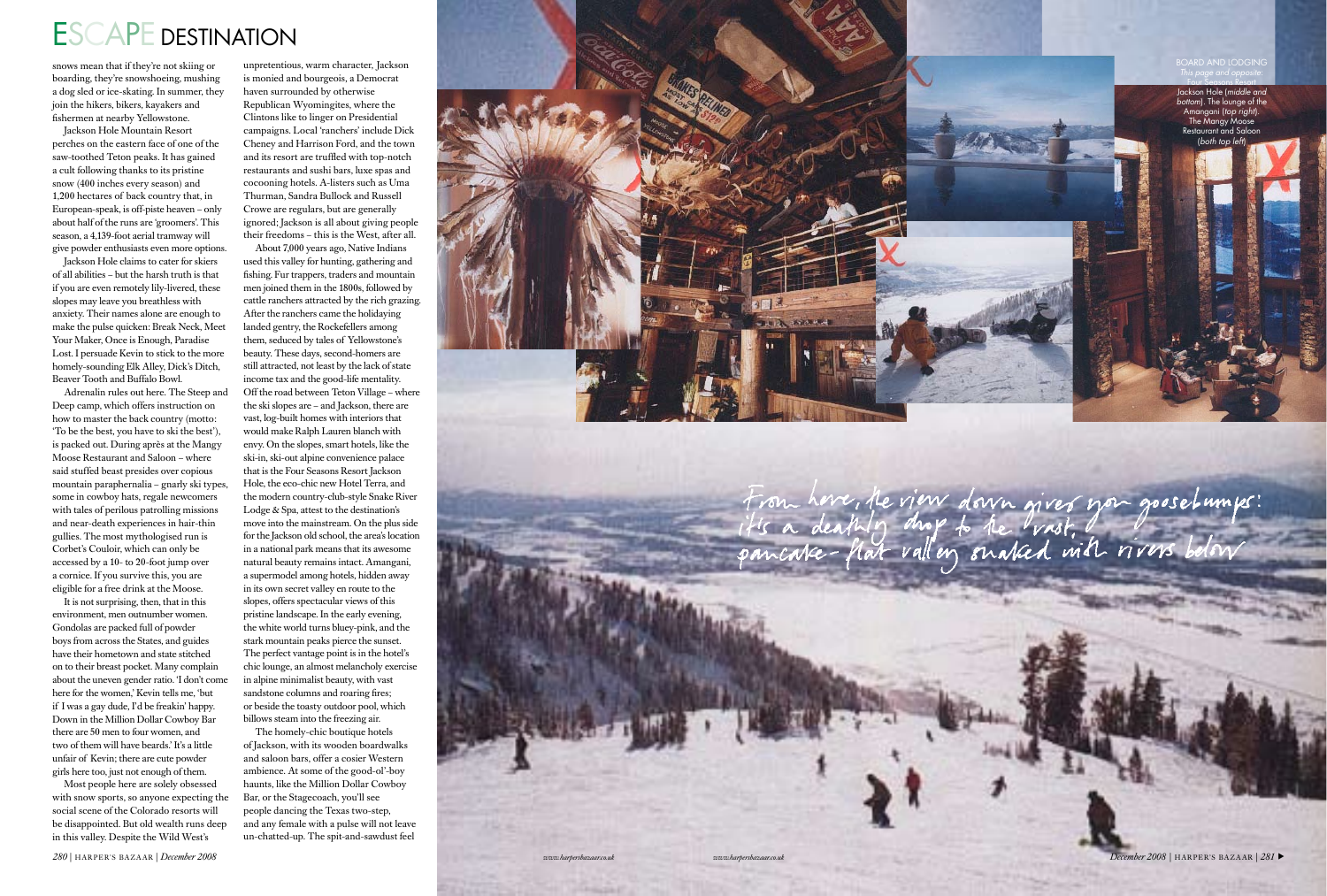# ESCAPE DESTINATION

snows mean that if they're not skiing or boarding, they're snowshoeing, mushing a dog sled or ice-skating. In summer, they join the hikers, bikers, kayakers and fishermen at nearby Yellowstone.

Jackson Hole Mountain Resort perches on the eastern face of one of the saw-toothed Teton peaks. It has gained a cult following thanks to its pristine snow (400 inches every season) and 1,200 hectares of back country that, in European-speak, is off-piste heaven – only about half of the runs are 'groomers'. This season, a 4,139-foot aerial tramway will give powder enthusiasts even more options.

Jackson Hole claims to cater for skiers of all abilities – but the harsh truth is that if you are even remotely lily-livered, these slopes may leave you breathless with anxiety. Their names alone are enough to make the pulse quicken: Break Neck, Meet Your Maker, Once is Enough, Paradise Lost. I persuade Kevin to stick to the more homely-sounding Elk Alley, Dick's Ditch, Beaver Tooth and Buffalo Bowl.

Adrenalin rules out here. The Steep and Deep camp, which offers instruction on how to master the back country (motto: 'To be the best, you have to ski the best'), is packed out. During après at the Mangy Moose Restaurant and Saloon – where said stuffed beast presides over copious mountain paraphernalia – gnarly ski types, some in cowboy hats, regale newcomers with tales of perilous patrolling missions and near-death experiences in hair-thin gullies. The most mythologised run is Corbet's Couloir, which can only be accessed by a 10- to 20-foot jump over a cornice. If you survive this, you are eligible for a free drink at the Moose.

It is not surprising, then, that in this environment, men outnumber women. Gondolas are packed full of powder boys from across the States, and guides have their hometown and state stitched on to their breast pocket. Many complain about the uneven gender ratio. 'I don't come here for the women,' Kevin tells me, 'but if I was a gay dude, I'd be freakin' happy. Down in the Million Dollar Cowboy Bar there are 50 men to four women, and two of them will have beards.' It's a little unfair of Kevin; there are cute powder girls here too, just not enough of them.

Most people here are solely obsessed with snow sports, so anyone expecting the social scene of the Colorado resorts will be disappointed. But old wealth runs deep in this valley. Despite the Wild West's unpretentious, warm character, Jackson is monied and bourgeois, a Democrat haven surrounded by otherwise Republican Wyomingites, where the Clintons like to linger on Presidential campaigns. Local 'ranchers' include Dick Cheney and Harrison Ford, and the town and its resort are truffled with top-notch restaurants and sushi bars, luxe spas and cocooning hotels. A-listers such as Uma Thurman, Sandra Bullock and Russell Crowe are regulars, but are generally ignored; Jackson is all about giving people their freedoms – this is the West, after all.

About 7,000 years ago, Native Indians used this valley for hunting, gathering and fishing. Fur trappers, traders and mountain men joined them in the 1800s, followed by cattle ranchers attracted by the rich grazing. After the ranchers came the holidaying landed gentry, the Rockefellers among them, seduced by tales of Yellowstone's beauty. These days, second-homers are still attracted, not least by the lack of state income tax and the good-life mentality. Off the road between Teton Village – where the ski slopes are – and Jackson, there are vast, log-built homes with interiors that would make Ralph Lauren blanch with envy. On the slopes, smart hotels, like the ski-in, ski-out alpine convenience palace that is the Four Seasons Resort Jackson Hole, the eco-chic new Hotel Terra, and the modern country-club-style Snake River Lodge & Spa, attest to the destination's move into the mainstream. On the plus side for the Jackson old school, the area's location in a national park means that its awesome natural beauty remains intact. Amangani, a supermodel among hotels, hidden away in its own secret valley en route to the slopes, offers spectacular views of this pristine landscape. In the early evening, the white world turns bluey-pink, and the stark mountain peaks pierce the sunset. The perfect vantage point is in the hotel's chic lounge, an almost melancholy exercise in alpine minimalist beauty, with vast sandstone columns and roaring fires; or beside the toasty outdoor pool, which billows steam into the freezing air.

The homely-chic boutique hotels of Jackson, with its wooden boardwalks and saloon bars, offer a cosier Western ambience. At some of the good-ol'-boy haunts, like the Million Dollar Cowboy Bar, or the Stagecoach, you'll see people dancing the Texas two-step, and any female with a pulse will not leave un-chatted-up. The spit-and-sawdust feel

BOARD AND LODGING *This page and opposite:* Four Seasons Resort Jackson Hole (*middle and bottom*). The lounge of the Amangani (*top right*). The Mangy Moose Restaurant and Saloon (*both top left*)

From here, the view down gives you goosebumps: it's a deathly drop to the vast, pancake-flat valley snaked with rivers below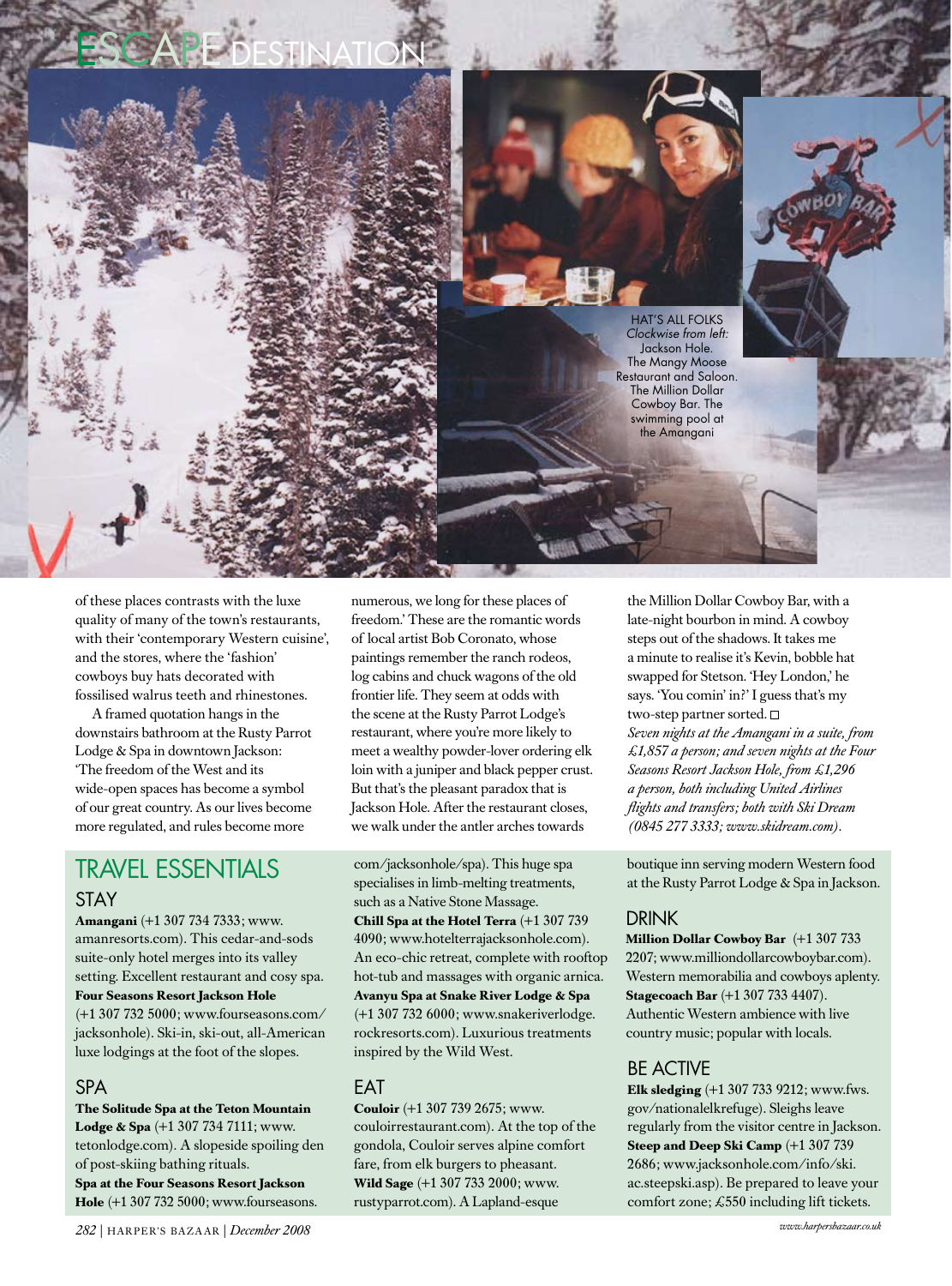# ESCAPE DESTINATION

HAT'S ALL FOLKS
*Clockwise from left:* Jackson Hole. The Mangy Moose Restaurant and Saloon. The Million Dollar Cowboy Bar. The swimming pool at the Amangani

of these places contrasts with the luxe quality of many of the town's restaurants, with their 'contemporary Western cuisine', and the stores, where the 'fashion' cowboys buy hats decorated with fossilised walrus teeth and rhinestones.

A framed quotation hangs in the downstairs bathroom at the Rusty Parrot Lodge & Spa in downtown Jackson: 'The freedom of the West and its wide-open spaces has become a symbol of our great country. As our lives become more regulated, and rules become more numerous, we long for these places of freedom.' These are the romantic words of local artist Bob Coronato, whose paintings remember the ranch rodeos, log cabins and chuck wagons of the old frontier life. They seem at odds with the scene at the Rusty Parrot Lodge's restaurant, where you're more likely to meet a wealthy powder-lover ordering elk loin with a juniper and black pepper crust. But that's the pleasant paradox that is Jackson Hole. After the restaurant closes, we walk under the antler arches towards the Million Dollar Cowboy Bar, with a late-night bourbon in mind. A cowboy steps out of the shadows. It takes me a minute to realise it's Kevin, bobble hat swapped for Stetson. 'Hey London,' he says. 'You comin' in?' I guess that's my two-step partner sorted. □

*Seven nights at the Amangani in a suite, from £1,857 a person; and seven nights at the Four Seasons Resort Jackson Hole, from £1,296 a person, both including United Airlines flights and transfers; both with Ski Dream (0845 277 3333; www.skidream.com).*

## TRAVEL ESSENTIALS

### STAY

**Amangani** (+1 307 734 7333; www.amanresorts.com). This cedar-and-sods suite-only hotel merges into its valley setting. Excellent restaurant and cosy spa.

**Four Seasons Resort Jackson Hole** (+1 307 732 5000; www.fourseasons.com/jacksonhole). Ski-in, ski-out, all-American luxe lodgings at the foot of the slopes.

### SPA

**The Solitude Spa at the Teton Mountain Lodge & Spa** (+1 307 734 7111; www.tetonlodge.com). A slopeside spoiling den of post-skiing bathing rituals.

**Spa at the Four Seasons Resort Jackson Hole** (+1 307 732 5000; www.fourseasons.com/jacksonhole/spa). This huge spa specialises in limb-melting treatments, such as a Native Stone Massage.

**Chill Spa at the Hotel Terra** (+1 307 739 4090; www.hotelterrajacksonhole.com). An eco-chic retreat, complete with rooftop hot-tub and massages with organic arnica.

**Avanyu Spa at Snake River Lodge & Spa** (+1 307 732 6000; www.snakeriverlodge.rockresorts.com). Luxurious treatments inspired by the Wild West.

### EAT

**Couloir** (+1 307 739 2675; www.couloirrestaurant.com). At the top of the gondola, Couloir serves alpine comfort fare, from elk burgers to pheasant.

**Wild Sage** (+1 307 733 2000; www.rustyparrot.com). A Lapland-esque boutique inn serving modern Western food at the Rusty Parrot Lodge & Spa in Jackson.

### DRINK

**Million Dollar Cowboy Bar** (+1 307 733 2207; www.milliondollarcowboybar.com). Western memorabilia and cowboys aplenty.

**Stagecoach Bar** (+1 307 733 4407). Authentic Western ambience with live country music; popular with locals.

### BE ACTIVE

**Elk sledging** (+1 307 733 9212; www.fws.gov/nationalelkrefuge). Sleighs leave regularly from the visitor centre in Jackson.

**Steep and Deep Ski Camp** (+1 307 739 2686; www.jacksonhole.com/info/ski.ac.steepski.asp). Be prepared to leave your comfort zone; £550 including lift tickets.